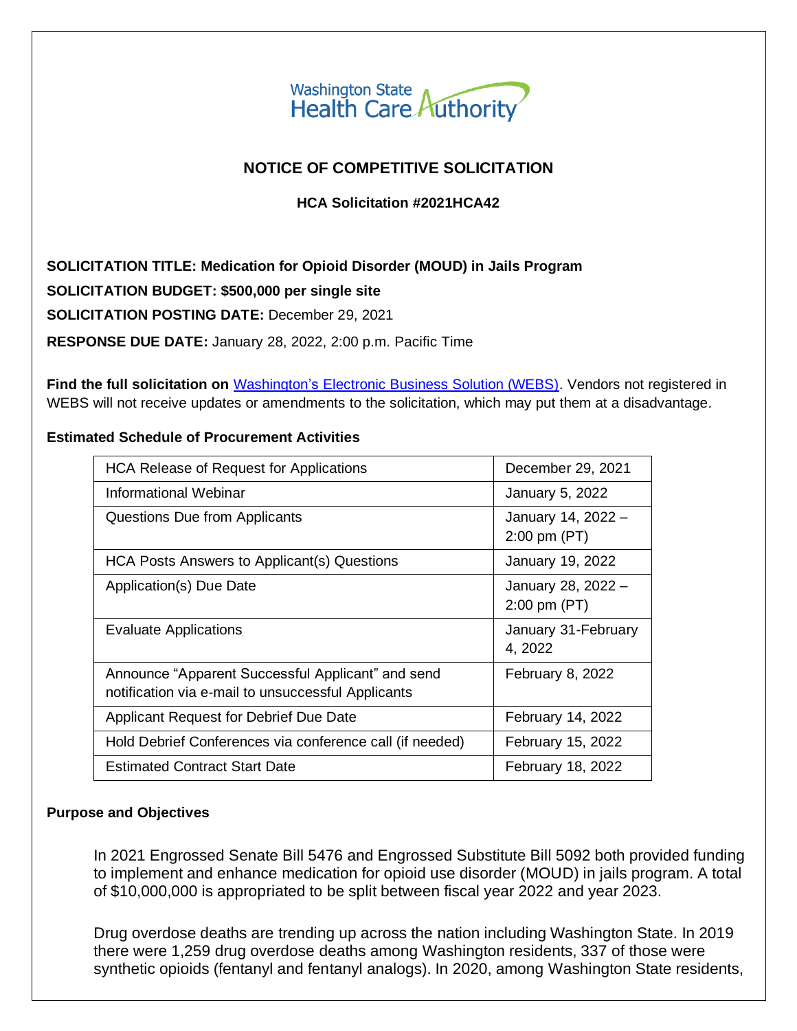Washington State Health Care Authority

# NOTICE OF COMPETITIVE SOLICITATION

**HCA Solicitation #2021HCA42**

**SOLICITATION TITLE: Medication for Opioid Disorder (MOUD) in Jails Program**

**SOLICITATION BUDGET: $500,000 per single site**

**SOLICITATION POSTING DATE:** December 29, 2021

**RESPONSE DUE DATE:** January 28, 2022, 2:00 p.m. Pacific Time

**Find the full solicitation on** Washington's Electronic Business Solution (WEBS). Vendors not registered in WEBS will not receive updates or amendments to the solicitation, which may put them at a disadvantage.

**Estimated Schedule of Procurement Activities**

| Activity | Date |
| --- | --- |
| HCA Release of Request for Applications | December 29, 2021 |
| Informational Webinar | January 5, 2022 |
| Questions Due from Applicants | January 14, 2022 – 2:00 pm (PT) |
| HCA Posts Answers to Applicant(s) Questions | January 19, 2022 |
| Application(s) Due Date | January 28, 2022 – 2:00 pm (PT) |
| Evaluate Applications | January 31-February 4, 2022 |
| Announce "Apparent Successful Applicant" and send notification via e-mail to unsuccessful Applicants | February 8, 2022 |
| Applicant Request for Debrief Due Date | February 14, 2022 |
| Hold Debrief Conferences via conference call (if needed) | February 15, 2022 |
| Estimated Contract Start Date | February 18, 2022 |

**Purpose and Objectives**

In 2021 Engrossed Senate Bill 5476 and Engrossed Substitute Bill 5092 both provided funding to implement and enhance medication for opioid use disorder (MOUD) in jails program. A total of $10,000,000 is appropriated to be split between fiscal year 2022 and year 2023.

Drug overdose deaths are trending up across the nation including Washington State. In 2019 there were 1,259 drug overdose deaths among Washington residents, 337 of those were synthetic opioids (fentanyl and fentanyl analogs). In 2020, among Washington State residents,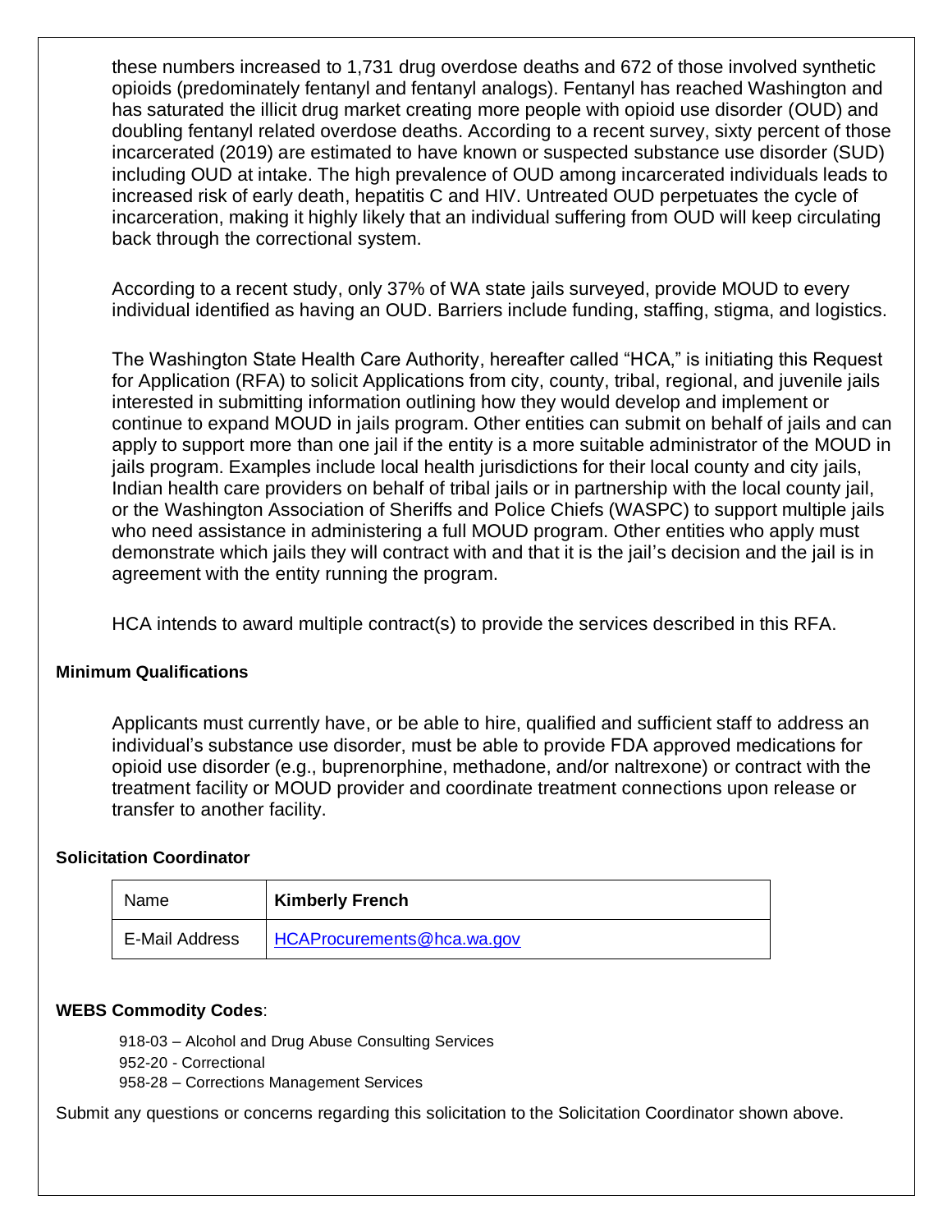these numbers increased to 1,731 drug overdose deaths and 672 of those involved synthetic opioids (predominately fentanyl and fentanyl analogs). Fentanyl has reached Washington and has saturated the illicit drug market creating more people with opioid use disorder (OUD) and doubling fentanyl related overdose deaths. According to a recent survey, sixty percent of those incarcerated (2019) are estimated to have known or suspected substance use disorder (SUD) including OUD at intake. The high prevalence of OUD among incarcerated individuals leads to increased risk of early death, hepatitis C and HIV. Untreated OUD perpetuates the cycle of incarceration, making it highly likely that an individual suffering from OUD will keep circulating back through the correctional system.

According to a recent study, only 37% of WA state jails surveyed, provide MOUD to every individual identified as having an OUD. Barriers include funding, staffing, stigma, and logistics.

The Washington State Health Care Authority, hereafter called "HCA," is initiating this Request for Application (RFA) to solicit Applications from city, county, tribal, regional, and juvenile jails interested in submitting information outlining how they would develop and implement or continue to expand MOUD in jails program. Other entities can submit on behalf of jails and can apply to support more than one jail if the entity is a more suitable administrator of the MOUD in jails program. Examples include local health jurisdictions for their local county and city jails, Indian health care providers on behalf of tribal jails or in partnership with the local county jail, or the Washington Association of Sheriffs and Police Chiefs (WASPC) to support multiple jails who need assistance in administering a full MOUD program. Other entities who apply must demonstrate which jails they will contract with and that it is the jail's decision and the jail is in agreement with the entity running the program.

HCA intends to award multiple contract(s) to provide the services described in this RFA.

**Minimum Qualifications**

Applicants must currently have, or be able to hire, qualified and sufficient staff to address an individual's substance use disorder, must be able to provide FDA approved medications for opioid use disorder (e.g., buprenorphine, methadone, and/or naltrexone) or contract with the treatment facility or MOUD provider and coordinate treatment connections upon release or transfer to another facility.

**Solicitation Coordinator**

| | |
|---|---|
| Name | **Kimberly French** |
| E-Mail Address | HCAProcurements@hca.wa.gov |

**WEBS Commodity Codes**:

918-03 – Alcohol and Drug Abuse Consulting Services
952-20 - Correctional
958-28 – Corrections Management Services

Submit any questions or concerns regarding this solicitation to the Solicitation Coordinator shown above.